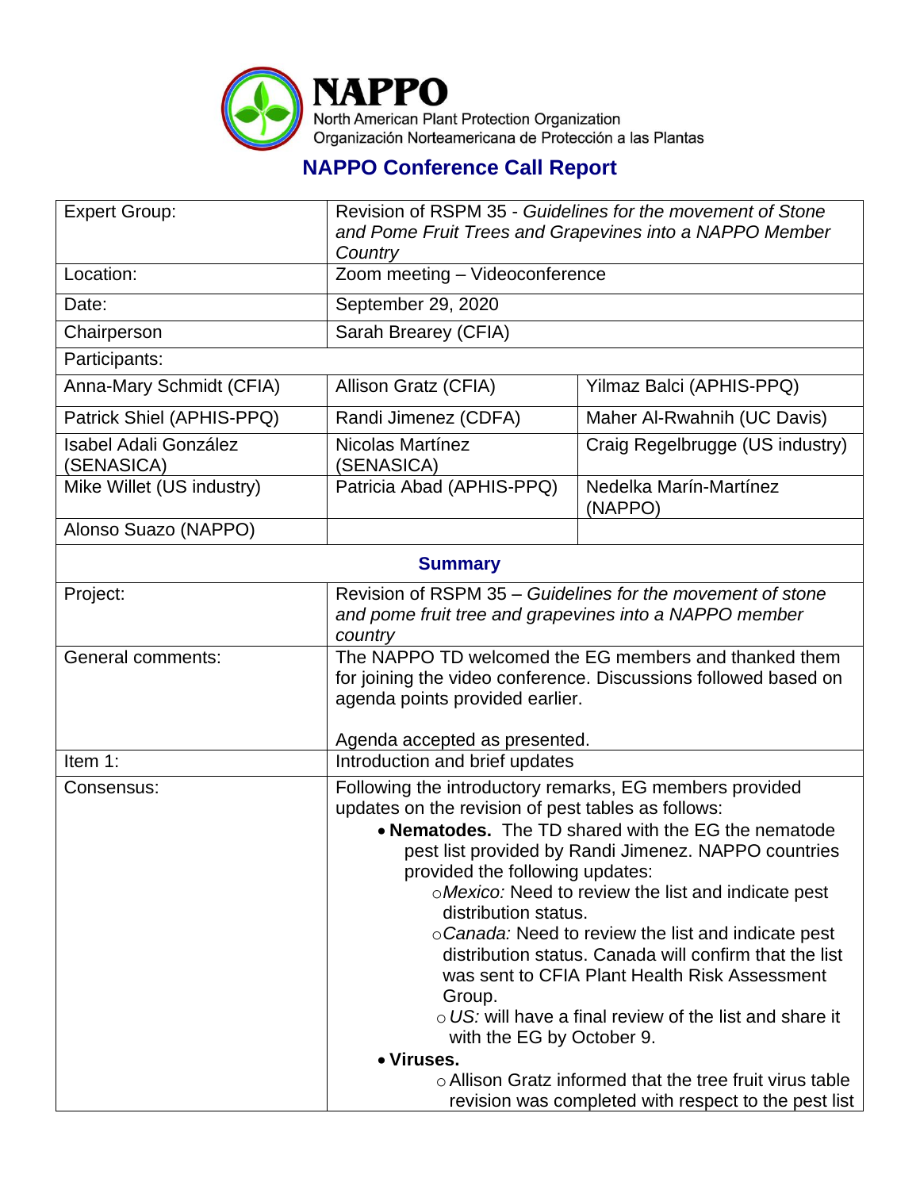**NAPPO**
North American Plant Protection Organization
Organización Norteamericana de Protección a las Plantas

## NAPPO Conference Call Report

| Expert Group: | Revision of RSPM 35 - *Guidelines for the movement of Stone and Pome Fruit Trees and Grapevines into a NAPPO Member Country* | |
|---|---|---|
| Location: | Zoom meeting – Videoconference | |
| Date: | September 29, 2020 | |
| Chairperson | Sarah Brearey (CFIA) | |
| Participants: | | |
| Anna-Mary Schmidt (CFIA) | Allison Gratz (CFIA) | Yilmaz Balci (APHIS-PPQ) |
| Patrick Shiel (APHIS-PPQ) | Randi Jimenez (CDFA) | Maher Al-Rwahnih (UC Davis) |
| Isabel Adali González (SENASICA) | Nicolas Martínez (SENASICA) | Craig Regelbrugge (US industry) |
| Mike Willet (US industry) | Patricia Abad (APHIS-PPQ) | Nedelka Marín-Martínez (NAPPO) |
| Alonso Suazo (NAPPO) | | |

### Summary

| | |
|---|---|
| Project: | Revision of RSPM 35 – *Guidelines for the movement of stone and pome fruit tree and grapevines into a NAPPO member country* |
| General comments: | The NAPPO TD welcomed the EG members and thanked them for joining the video conference. Discussions followed based on agenda points provided earlier.<br><br>Agenda accepted as presented. |
| Item 1: | Introduction and brief updates |
| Consensus: | Following the introductory remarks, EG members provided updates on the revision of pest tables as follows:<br>• **Nematodes.** The TD shared with the EG the nematode pest list provided by Randi Jimenez. NAPPO countries provided the following updates:<br>○ *Mexico:* Need to review the list and indicate pest distribution status.<br>○ *Canada:* Need to review the list and indicate pest distribution status. Canada will confirm that the list was sent to CFIA Plant Health Risk Assessment Group.<br>○ *US:* will have a final review of the list and share it with the EG by October 9.<br>• **Viruses.**<br>○ Allison Gratz informed that the tree fruit virus table revision was completed with respect to the pest list |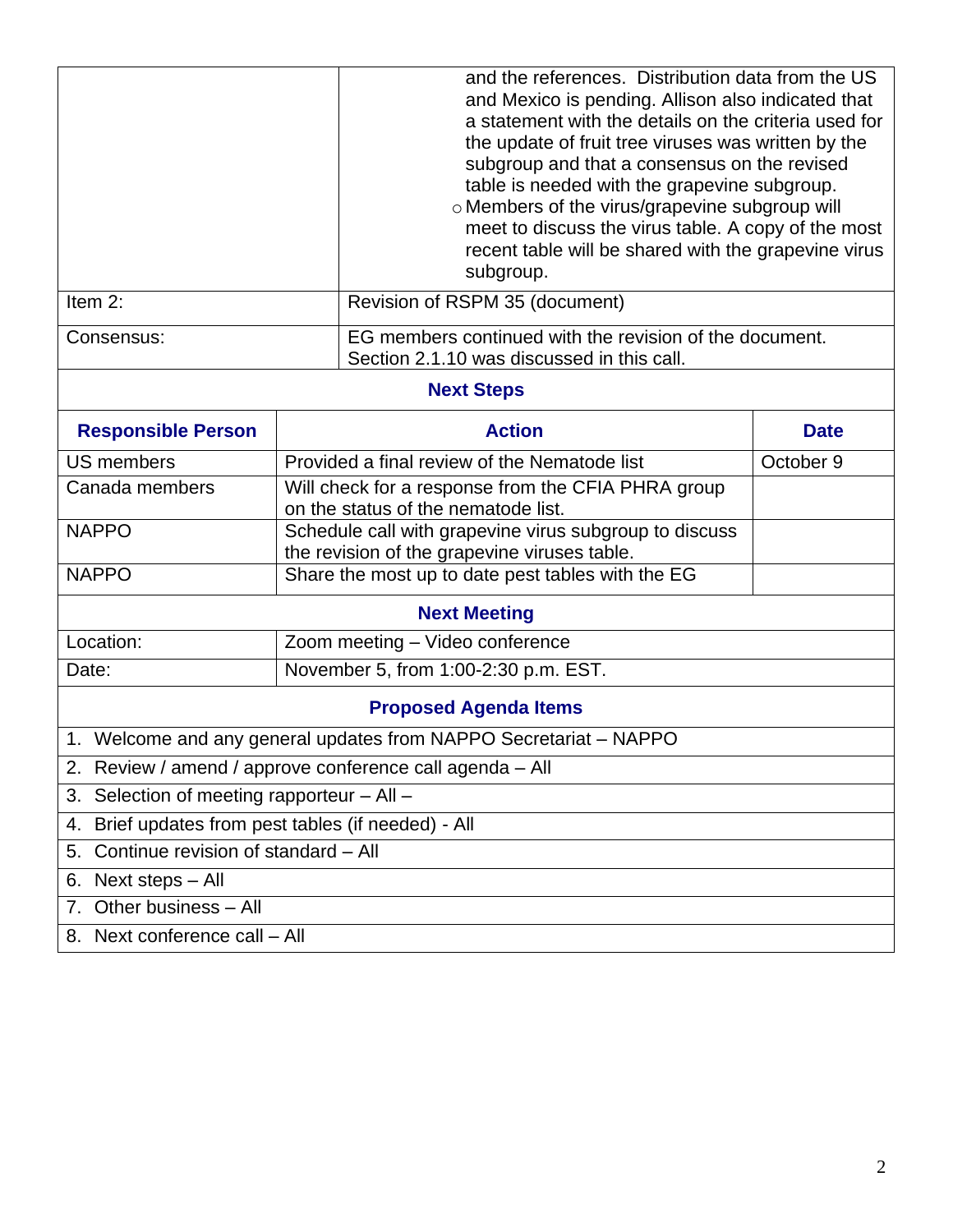| | |
|---|---|
| | and the references. Distribution data from the US and Mexico is pending. Allison also indicated that a statement with the details on the criteria used for the update of fruit tree viruses was written by the subgroup and that a consensus on the revised table is needed with the grapevine subgroup.<br>o Members of the virus/grapevine subgroup will meet to discuss the virus table. A copy of the most recent table will be shared with the grapevine virus subgroup. |
| Item 2: | Revision of RSPM 35 (document) |
| Consensus: | EG members continued with the revision of the document. Section 2.1.10 was discussed in this call. |

**Next Steps**

| Responsible Person | Action | Date |
|---|---|---|
| US members | Provided a final review of the Nematode list | October 9 |
| Canada members | Will check for a response from the CFIA PHRA group on the status of the nematode list. | |
| NAPPO | Schedule call with grapevine virus subgroup to discuss the revision of the grapevine viruses table. | |
| NAPPO | Share the most up to date pest tables with the EG | |

**Next Meeting**

| | |
|---|---|
| Location: | Zoom meeting – Video conference |
| Date: | November 5, from 1:00-2:30 p.m. EST. |

**Proposed Agenda Items**

1. Welcome and any general updates from NAPPO Secretariat – NAPPO
2. Review / amend / approve conference call agenda – All
3. Selection of meeting rapporteur – All –
4. Brief updates from pest tables (if needed) - All
5. Continue revision of standard – All
6. Next steps – All
7. Other business – All
8. Next conference call – All